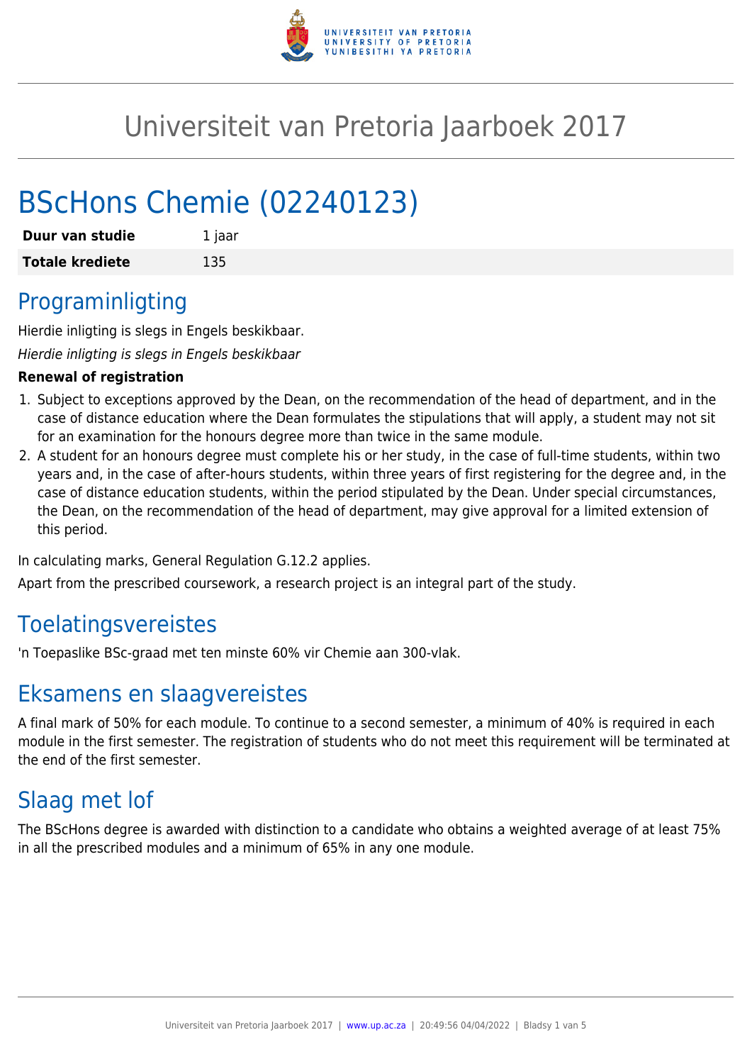# Universiteit van Pretoria Jaarboek 2017

# BScHons Chemie (02240123)

| Duur van studie | 1 jaar |
|---|---|
| **Totale krediete** | 135 |

## Programinligting

Hierdie inligting is slegs in Engels beskikbaar.

*Hierdie inligting is slegs in Engels beskikbaar*

**Renewal of registration**

1. Subject to exceptions approved by the Dean, on the recommendation of the head of department, and in the case of distance education where the Dean formulates the stipulations that will apply, a student may not sit for an examination for the honours degree more than twice in the same module.
2. A student for an honours degree must complete his or her study, in the case of full-time students, within two years and, in the case of after-hours students, within three years of first registering for the degree and, in the case of distance education students, within the period stipulated by the Dean. Under special circumstances, the Dean, on the recommendation of the head of department, may give approval for a limited extension of this period.

In calculating marks, General Regulation G.12.2 applies.

Apart from the prescribed coursework, a research project is an integral part of the study.

## Toelatingsvereistes

'n Toepaslike BSc-graad met ten minste 60% vir Chemie aan 300-vlak.

## Eksamens en slaagvereistes

A final mark of 50% for each module. To continue to a second semester, a minimum of 40% is required in each module in the first semester. The registration of students who do not meet this requirement will be terminated at the end of the first semester.

## Slaag met lof

The BScHons degree is awarded with distinction to a candidate who obtains a weighted average of at least 75% in all the prescribed modules and a minimum of 65% in any one module.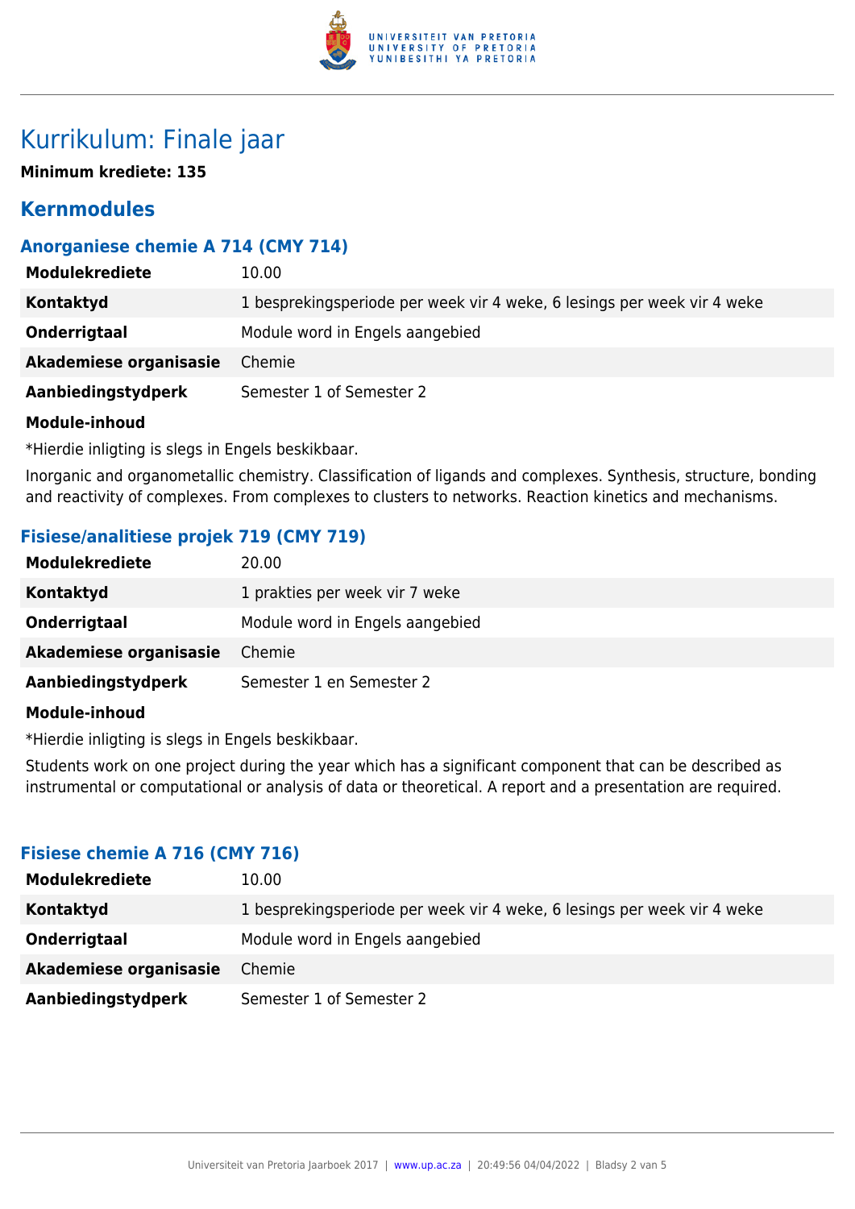# Kurrikulum: Finale jaar

**Minimum krediete: 135**

## Kernmodules

### Anorganiese chemie A 714 (CMY 714)

| | |
|---|---|
| **Modulekrediete** | 10.00 |
| **Kontaktyd** | 1 besprekingsperiode per week vir 4 weke, 6 lesings per week vir 4 weke |
| **Onderrigtaal** | Module word in Engels aangebied |
| **Akademiese organisasie** | Chemie |
| **Aanbiedingstydperk** | Semester 1 of Semester 2 |

**Module-inhoud**

*Hierdie inligting is slegs in Engels beskikbaar.

Inorganic and organometallic chemistry. Classification of ligands and complexes. Synthesis, structure, bonding and reactivity of complexes. From complexes to clusters to networks. Reaction kinetics and mechanisms.

### Fisiese/analitiese projek 719 (CMY 719)

| | |
|---|---|
| **Modulekrediete** | 20.00 |
| **Kontaktyd** | 1 prakties per week vir 7 weke |
| **Onderrigtaal** | Module word in Engels aangebied |
| **Akademiese organisasie** | Chemie |
| **Aanbiedingstydperk** | Semester 1 en Semester 2 |

**Module-inhoud**

*Hierdie inligting is slegs in Engels beskikbaar.

Students work on one project during the year which has a significant component that can be described as instrumental or computational or analysis of data or theoretical. A report and a presentation are required.

### Fisiese chemie A 716 (CMY 716)

| | |
|---|---|
| **Modulekrediete** | 10.00 |
| **Kontaktyd** | 1 besprekingsperiode per week vir 4 weke, 6 lesings per week vir 4 weke |
| **Onderrigtaal** | Module word in Engels aangebied |
| **Akademiese organisasie** | Chemie |
| **Aanbiedingstydperk** | Semester 1 of Semester 2 |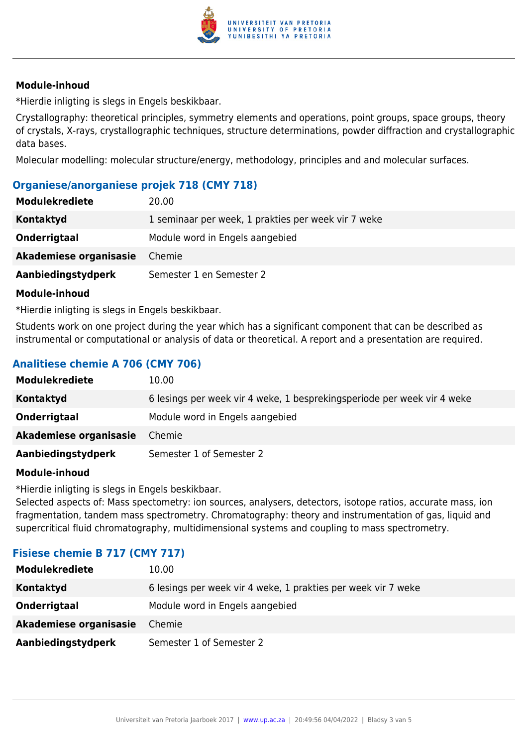**Module-inhoud**

*Hierdie inligting is slegs in Engels beskikbaar.

Crystallography: theoretical principles, symmetry elements and operations, point groups, space groups, theory of crystals, X-rays, crystallographic techniques, structure determinations, powder diffraction and crystallographic data bases.

Molecular modelling: molecular structure/energy, methodology, principles and and molecular surfaces.

### Organiese/anorganiese projek 718 (CMY 718)

| | |
|---|---|
| **Modulekrediete** | 20.00 |
| **Kontaktyd** | 1 seminaar per week, 1 prakties per week vir 7 weke |
| **Onderrigtaal** | Module word in Engels aangebied |
| **Akademiese organisasie** | Chemie |
| **Aanbiedingstydperk** | Semester 1 en Semester 2 |

**Module-inhoud**

*Hierdie inligting is slegs in Engels beskikbaar.

Students work on one project during the year which has a significant component that can be described as instrumental or computational or analysis of data or theoretical. A report and a presentation are required.

### Analitiese chemie A 706 (CMY 706)

| | |
|---|---|
| **Modulekrediete** | 10.00 |
| **Kontaktyd** | 6 lesings per week vir 4 weke, 1 besprekingsperiode per week vir 4 weke |
| **Onderrigtaal** | Module word in Engels aangebied |
| **Akademiese organisasie** | Chemie |
| **Aanbiedingstydperk** | Semester 1 of Semester 2 |

**Module-inhoud**

*Hierdie inligting is slegs in Engels beskikbaar.
Selected aspects of: Mass spectometry: ion sources, analysers, detectors, isotope ratios, accurate mass, ion fragmentation, tandem mass spectrometry. Chromatography: theory and instrumentation of gas, liquid and supercritical fluid chromatography, multidimensional systems and coupling to mass spectrometry.

### Fisiese chemie B 717 (CMY 717)

| | |
|---|---|
| **Modulekrediete** | 10.00 |
| **Kontaktyd** | 6 lesings per week vir 4 weke, 1 prakties per week vir 7 weke |
| **Onderrigtaal** | Module word in Engels aangebied |
| **Akademiese organisasie** | Chemie |
| **Aanbiedingstydperk** | Semester 1 of Semester 2 |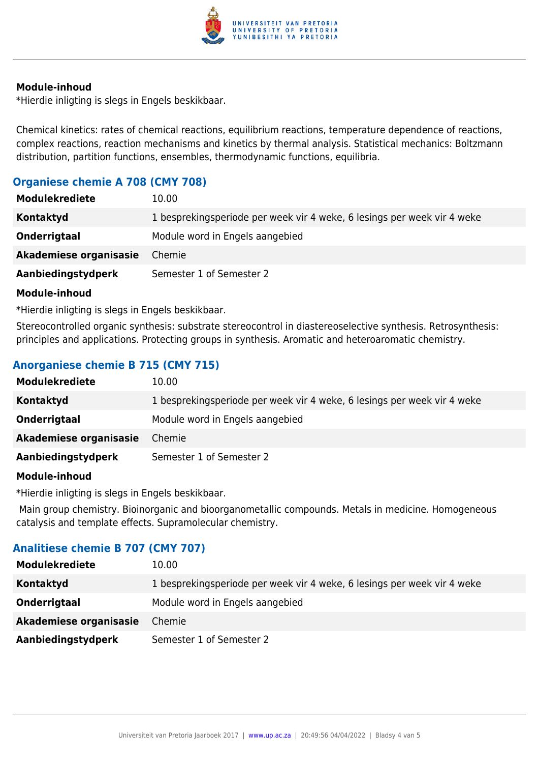**Module-inhoud**

*Hierdie inligting is slegs in Engels beskikbaar.

Chemical kinetics: rates of chemical reactions, equilibrium reactions, temperature dependence of reactions, complex reactions, reaction mechanisms and kinetics by thermal analysis. Statistical mechanics: Boltzmann distribution, partition functions, ensembles, thermodynamic functions, equilibria.

## Organiese chemie A 708 (CMY 708)

| | |
|---|---|
| **Modulekrediete** | 10.00 |
| **Kontaktyd** | 1 besprekingsperiode per week vir 4 weke, 6 lesings per week vir 4 weke |
| **Onderrigtaal** | Module word in Engels aangebied |
| **Akademiese organisasie** | Chemie |
| **Aanbiedingstydperk** | Semester 1 of Semester 2 |

**Module-inhoud**

*Hierdie inligting is slegs in Engels beskikbaar.

Stereocontrolled organic synthesis: substrate stereocontrol in diastereoselective synthesis. Retrosynthesis: principles and applications. Protecting groups in synthesis. Aromatic and heteroaromatic chemistry.

## Anorganiese chemie B 715 (CMY 715)

| | |
|---|---|
| **Modulekrediete** | 10.00 |
| **Kontaktyd** | 1 besprekingsperiode per week vir 4 weke, 6 lesings per week vir 4 weke |
| **Onderrigtaal** | Module word in Engels aangebied |
| **Akademiese organisasie** | Chemie |
| **Aanbiedingstydperk** | Semester 1 of Semester 2 |

**Module-inhoud**

*Hierdie inligting is slegs in Engels beskikbaar.

Main group chemistry. Bioinorganic and bioorganometallic compounds. Metals in medicine. Homogeneous catalysis and template effects. Supramolecular chemistry.

## Analitiese chemie B 707 (CMY 707)

| | |
|---|---|
| **Modulekrediete** | 10.00 |
| **Kontaktyd** | 1 besprekingsperiode per week vir 4 weke, 6 lesings per week vir 4 weke |
| **Onderrigtaal** | Module word in Engels aangebied |
| **Akademiese organisasie** | Chemie |
| **Aanbiedingstydperk** | Semester 1 of Semester 2 |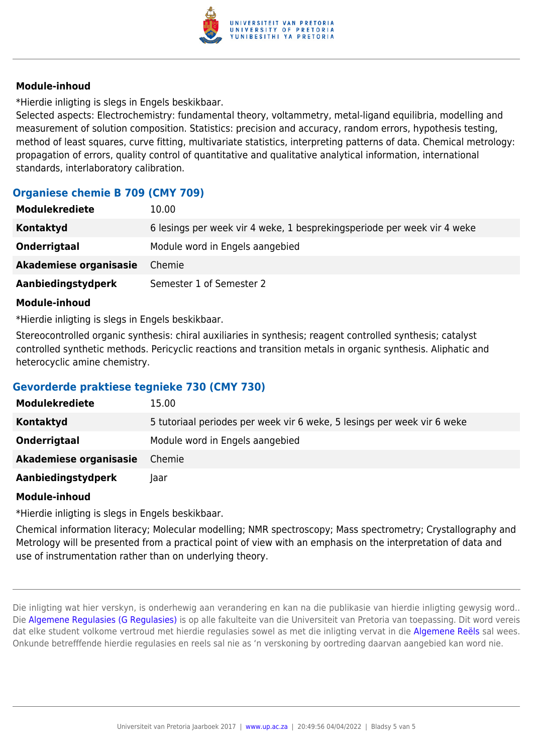**Module-inhoud**

*Hierdie inligting is slegs in Engels beskikbaar.

Selected aspects: Electrochemistry: fundamental theory, voltammetry, metal-ligand equilibria, modelling and measurement of solution composition. Statistics: precision and accuracy, random errors, hypothesis testing, method of least squares, curve fitting, multivariate statistics, interpreting patterns of data. Chemical metrology: propagation of errors, quality control of quantitative and qualitative analytical information, international standards, interlaboratory calibration.

### Organiese chemie B 709 (CMY 709)

| | |
|---|---|
| **Modulekrediete** | 10.00 |
| **Kontaktyd** | 6 lesings per week vir 4 weke, 1 besprekingsperiode per week vir 4 weke |
| **Onderrigtaal** | Module word in Engels aangebied |
| **Akademiese organisasie** | Chemie |
| **Aanbiedingstydperk** | Semester 1 of Semester 2 |

**Module-inhoud**

*Hierdie inligting is slegs in Engels beskikbaar.

Stereocontrolled organic synthesis: chiral auxiliaries in synthesis; reagent controlled synthesis; catalyst controlled synthetic methods. Pericyclic reactions and transition metals in organic synthesis. Aliphatic and heterocyclic amine chemistry.

### Gevorderde praktiese tegnieke 730 (CMY 730)

| | |
|---|---|
| **Modulekrediete** | 15.00 |
| **Kontaktyd** | 5 tutoriaal periodes per week vir 6 weke, 5 lesings per week vir 6 weke |
| **Onderrigtaal** | Module word in Engels aangebied |
| **Akademiese organisasie** | Chemie |
| **Aanbiedingstydperk** | Jaar |

**Module-inhoud**

*Hierdie inligting is slegs in Engels beskikbaar.

Chemical information literacy; Molecular modelling; NMR spectroscopy; Mass spectrometry; Crystallography and Metrology will be presented from a practical point of view with an emphasis on the interpretation of data and use of instrumentation rather than on underlying theory.

---

Die inligting wat hier verskyn, is onderhewig aan verandering en kan na die publikasie van hierdie inligting gewysig word.. Die Algemene Regulasies (G Regulasies) is op alle fakulteite van die Universiteit van Pretoria van toepassing. Dit word vereis dat elke student volkome vertroud met hierdie regulasies sowel as met die inligting vervat in die Algemene Reëls sal wees. Onkunde betreffende hierdie regulasies en reels sal nie as 'n verskoning by oortreding daarvan aangebied kan word nie.